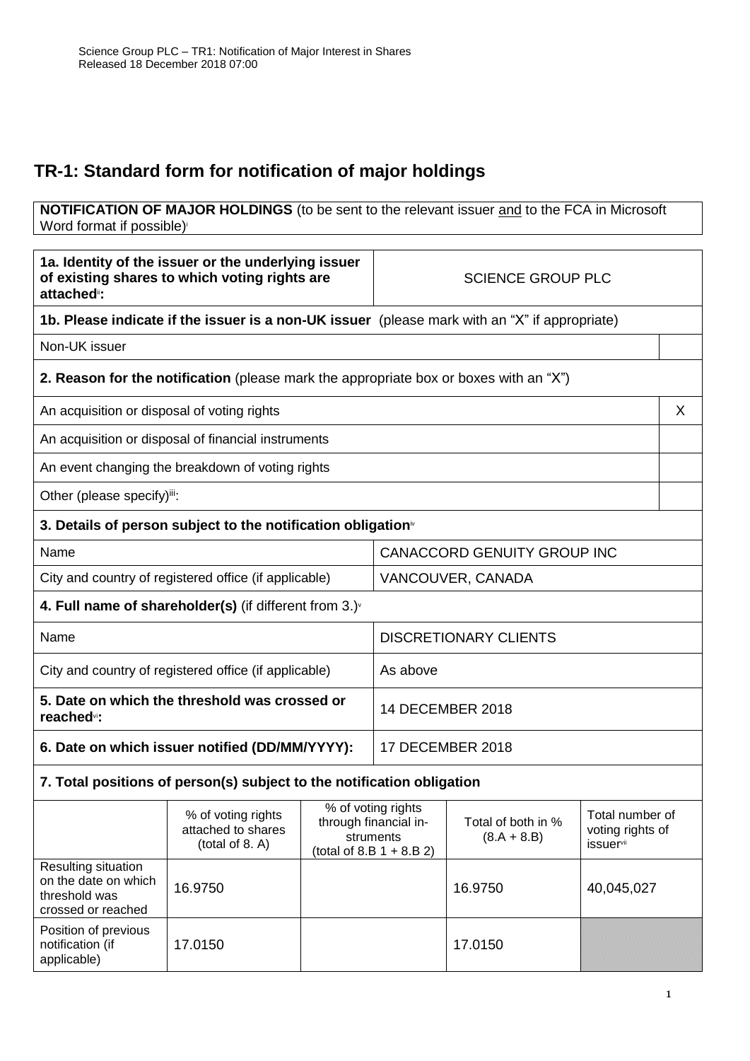Science Group PLC – TR1: Notification of Major Interest in Shares
Released 18 December 2018 07:00

# TR-1: Standard form for notification of major holdings

**NOTIFICATION OF MAJOR HOLDINGS** (to be sent to the relevant issuer and to the FCA in Microsoft Word format if possible)[i]

| **1a. Identity of the issuer or the underlying issuer of existing shares to which voting rights are attached**[ii]**:** | SCIENCE GROUP PLC |
|---|---|

**1b. Please indicate if the issuer is a non-UK issuer** (please mark with an "X" if appropriate)

| Non-UK issuer | |
|---|---|

**2. Reason for the notification** (please mark the appropriate box or boxes with an "X")

| | |
|---|---|
| An acquisition or disposal of voting rights | X |
| An acquisition or disposal of financial instruments | |
| An event changing the breakdown of voting rights | |
| Other (please specify)[iii]: | |

**3. Details of person subject to the notification obligation**[iv]

| | |
|---|---|
| Name | CANACCORD GENUITY GROUP INC |
| City and country of registered office (if applicable) | VANCOUVER, CANADA |

**4. Full name of shareholder(s)** (if different from 3.)[v]

| | |
|---|---|
| Name | DISCRETIONARY CLIENTS |
| City and country of registered office (if applicable) | As above |
| **5. Date on which the threshold was crossed or reached**[vi]**:** | 14 DECEMBER 2018 |
| **6. Date on which issuer notified (DD/MM/YYYY):** | 17 DECEMBER 2018 |

**7. Total positions of person(s) subject to the notification obligation**

| | % of voting rights attached to shares (total of 8. A) | % of voting rights through financial instruments (total of 8.B 1 + 8.B 2) | Total of both in % (8.A + 8.B) | Total number of voting rights of issuer[vii] |
|---|---|---|---|---|
| Resulting situation on the date on which threshold was crossed or reached | 16.9750 | | 16.9750 | 40,045,027 |
| Position of previous notification (if applicable) | 17.0150 | | 17.0150 | |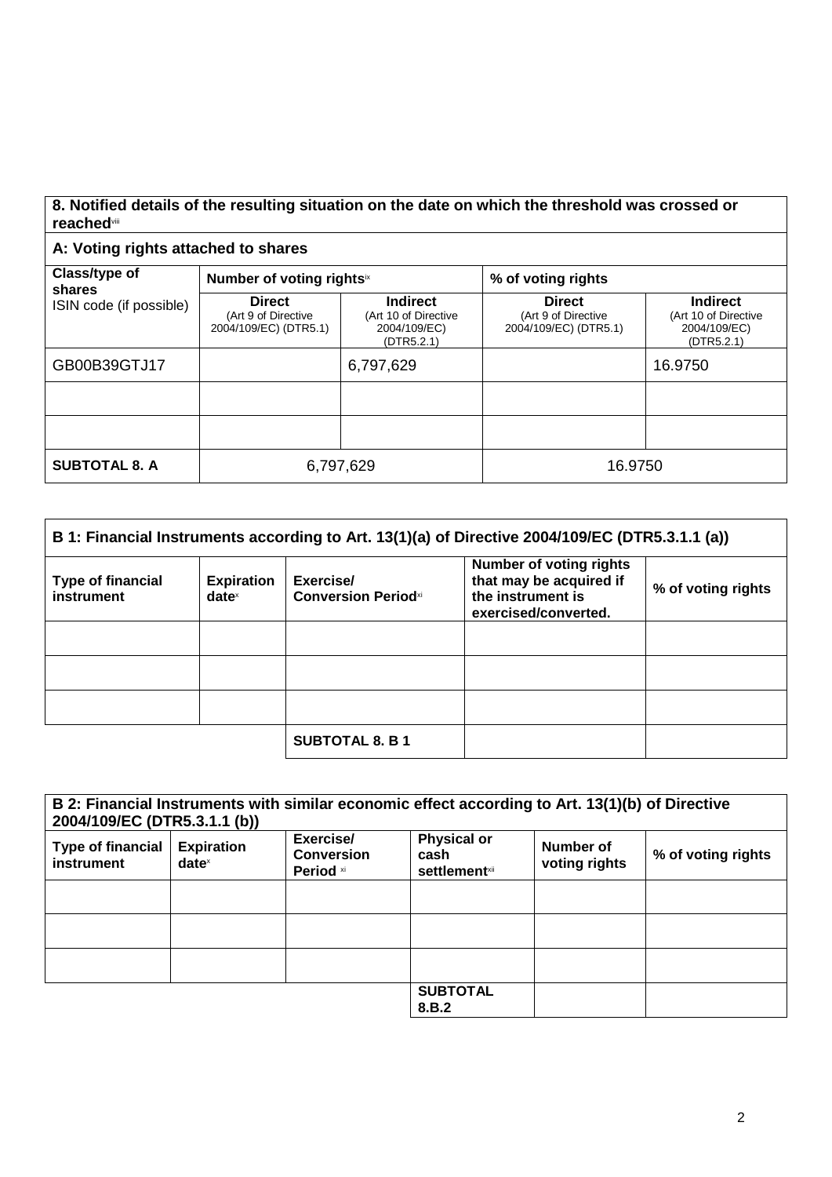| 8. Notified details of the resulting situation on the date on which the threshold was crossed or reached[viii] | | | | |
|---|---|---|---|---|
| **A: Voting rights attached to shares** | | | | |
| **Class/type of shares** ISIN code (if possible) | **Number of voting rights**[ix] | | **% of voting rights** | |
| | **Direct** (Art 9 of Directive 2004/109/EC) (DTR5.1) | **Indirect** (Art 10 of Directive 2004/109/EC) (DTR5.2.1) | **Direct** (Art 9 of Directive 2004/109/EC) (DTR5.1) | **Indirect** (Art 10 of Directive 2004/109/EC) (DTR5.2.1) |
| GB00B39GTJ17 | | 6,797,629 | | 16.9750 |
| | | | | |
| | | | | |
| **SUBTOTAL 8. A** | 6,797,629 | | 16.9750 | |

| B 1: Financial Instruments according to Art. 13(1)(a) of Directive 2004/109/EC (DTR5.3.1.1 (a)) | | | | |
|---|---|---|---|---|
| **Type of financial instrument** | **Expiration date**[x] | **Exercise/ Conversion Period**[xi] | **Number of voting rights that may be acquired if the instrument is exercised/converted.** | **% of voting rights** |
| | | | | |
| | | | | |
| | | | | |
| | | **SUBTOTAL 8. B 1** | | |

| B 2: Financial Instruments with similar economic effect according to Art. 13(1)(b) of Directive 2004/109/EC (DTR5.3.1.1 (b)) | | | | | |
|---|---|---|---|---|---|
| **Type of financial instrument** | **Expiration date**[x] | **Exercise/ Conversion Period** [xi] | **Physical or cash settlement**[xii] | **Number of voting rights** | **% of voting rights** |
| | | | | | |
| | | | | | |
| | | | | | |
| | | | **SUBTOTAL 8.B.2** | | |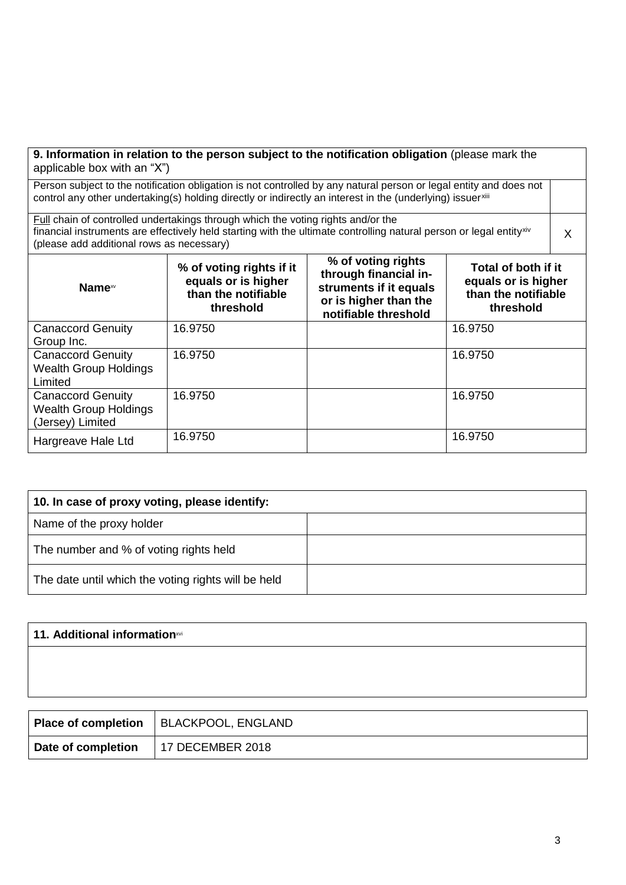| **9. Information in relation to the person subject to the notification obligation** (please mark the applicable box with an "X") | | | | |
|---|---|---|---|---|
| Person subject to the notification obligation is not controlled by any natural person or legal entity and does not control any other undertaking(s) holding directly or indirectly an interest in the (underlying) issuer[xiii] | | | | |
| Full chain of controlled undertakings through which the voting rights and/or the financial instruments are effectively held starting with the ultimate controlling natural person or legal entity[xiv] (please add additional rows as necessary) | | | | X |
| **Name**[xv] | **% of voting rights if it equals or is higher than the notifiable threshold** | **% of voting rights through financial instruments if it equals or is higher than the notifiable threshold** | **Total of both if it equals or is higher than the notifiable threshold** | |
| Canaccord Genuity Group Inc. | 16.9750 | | 16.9750 | |
| Canaccord Genuity Wealth Group Holdings Limited | 16.9750 | | 16.9750 | |
| Canaccord Genuity Wealth Group Holdings (Jersey) Limited | 16.9750 | | 16.9750 | |
| Hargreave Hale Ltd | 16.9750 | | 16.9750 | |

| **10. In case of proxy voting, please identify:** | |
|---|---|
| Name of the proxy holder | |
| The number and % of voting rights held | |
| The date until which the voting rights will be held | |

| **11. Additional information**[xvi] |
|---|
| |

| | |
|---|---|
| **Place of completion** | BLACKPOOL, ENGLAND |
| **Date of completion** | 17 DECEMBER 2018 |